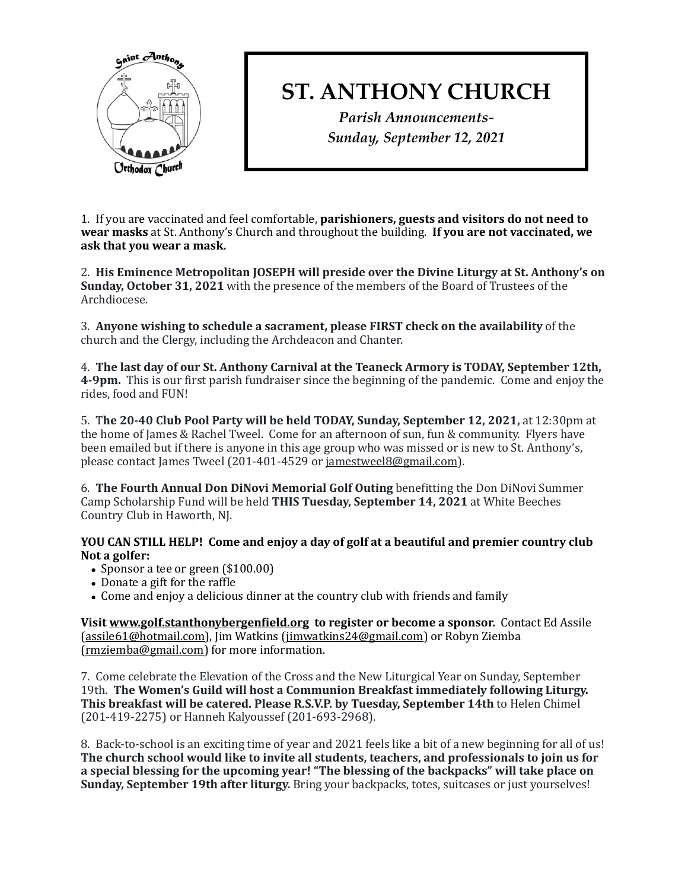# ST. ANTHONY CHURCH

*Parish Announcements-*
*Sunday, September 12, 2021*

1. If you are vaccinated and feel comfortable, **parishioners, guests and visitors do not need to wear masks** at St. Anthony's Church and throughout the building. **If you are not vaccinated, we ask that you wear a mask.**

2. **His Eminence Metropolitan JOSEPH will preside over the Divine Liturgy at St. Anthony's on Sunday, October 31, 2021** with the presence of the members of the Board of Trustees of the Archdiocese.

3. **Anyone wishing to schedule a sacrament, please FIRST check on the availability** of the church and the Clergy, including the Archdeacon and Chanter.

4. **The last day of our St. Anthony Carnival at the Teaneck Armory is TODAY, September 12th, 4-9pm.** This is our first parish fundraiser since the beginning of the pandemic. Come and enjoy the rides, food and FUN!

5. T**he 20-40 Club Pool Party will be held TODAY, Sunday, September 12, 2021,** at 12:30pm at the home of James & Rachel Tweel. Come for an afternoon of sun, fun & community. Flyers have been emailed but if there is anyone in this age group who was missed or is new to St. Anthony's, please contact James Tweel (201-401-4529 or jamestweel8@gmail.com).

6. **The Fourth Annual Don DiNovi Memorial Golf Outing** benefitting the Don DiNovi Summer Camp Scholarship Fund will be held **THIS Tuesday, September 14, 2021** at White Beeches Country Club in Haworth, NJ.

**YOU CAN STILL HELP! Come and enjoy a day of golf at a beautiful and premier country club**
**Not a golfer:**

- Sponsor a tee or green ($100.00)
- Donate a gift for the raffle
- Come and enjoy a delicious dinner at the country club with friends and family

**Visit www.golf.stanthonybergenfield.org to register or become a sponsor.** Contact Ed Assile (assile61@hotmail.com), Jim Watkins (jimwatkins24@gmail.com) or Robyn Ziemba (rmziemba@gmail.com) for more information.

7. Come celebrate the Elevation of the Cross and the New Liturgical Year on Sunday, September 19th. **The Women's Guild will host a Communion Breakfast immediately following Liturgy. This breakfast will be catered. Please R.S.V.P. by Tuesday, September 14th** to Helen Chimel (201-419-2275) or Hanneh Kalyoussef (201-693-2968).

8. Back-to-school is an exciting time of year and 2021 feels like a bit of a new beginning for all of us! **The church school would like to invite all students, teachers, and professionals to join us for a special blessing for the upcoming year! "The blessing of the backpacks" will take place on Sunday, September 19th after liturgy.** Bring your backpacks, totes, suitcases or just yourselves!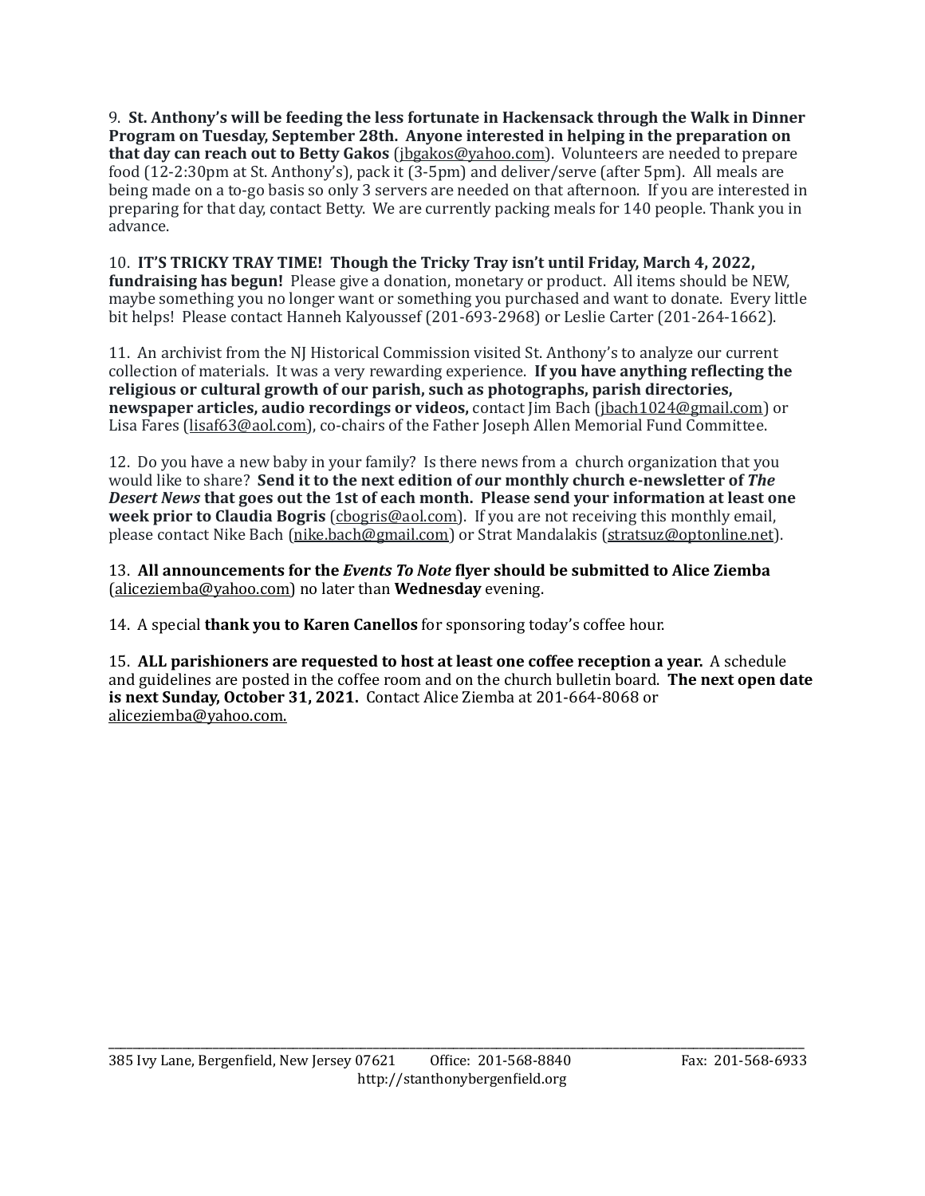9. **St. Anthony's will be feeding the less fortunate in Hackensack through the Walk in Dinner Program on Tuesday, September 28th. Anyone interested in helping in the preparation on that day can reach out to Betty Gakos** (jbgakos@yahoo.com). Volunteers are needed to prepare food (12-2:30pm at St. Anthony's), pack it (3-5pm) and deliver/serve (after 5pm). All meals are being made on a to-go basis so only 3 servers are needed on that afternoon. If you are interested in preparing for that day, contact Betty. We are currently packing meals for 140 people. Thank you in advance.

10. **IT'S TRICKY TRAY TIME! Though the Tricky Tray isn't until Friday, March 4, 2022, fundraising has begun!** Please give a donation, monetary or product. All items should be NEW, maybe something you no longer want or something you purchased and want to donate. Every little bit helps! Please contact Hanneh Kalyoussef (201-693-2968) or Leslie Carter (201-264-1662).

11. An archivist from the NJ Historical Commission visited St. Anthony's to analyze our current collection of materials. It was a very rewarding experience. **If you have anything reflecting the religious or cultural growth of our parish, such as photographs, parish directories, newspaper articles, audio recordings or videos,** contact Jim Bach (jbach1024@gmail.com) or Lisa Fares (lisaf63@aol.com), co-chairs of the Father Joseph Allen Memorial Fund Committee.

12. Do you have a new baby in your family? Is there news from a church organization that you would like to share? **Send it to the next edition of our monthly church e-newsletter of *The Desert News* that goes out the 1st of each month. Please send your information at least one week prior to Claudia Bogris** (cbogris@aol.com). If you are not receiving this monthly email, please contact Nike Bach (nike.bach@gmail.com) or Strat Mandalakis (stratsuz@optonline.net).

13. **All announcements for the *Events To Note* flyer should be submitted to Alice Ziemba** (aliceziemba@yahoo.com) no later than **Wednesday** evening.

14. A special **thank you to Karen Canellos** for sponsoring today's coffee hour.

15. **ALL parishioners are requested to host at least one coffee reception a year.** A schedule and guidelines are posted in the coffee room and on the church bulletin board. **The next open date is next Sunday, October 31, 2021.** Contact Alice Ziemba at 201-664-8068 or aliceziemba@yahoo.com.